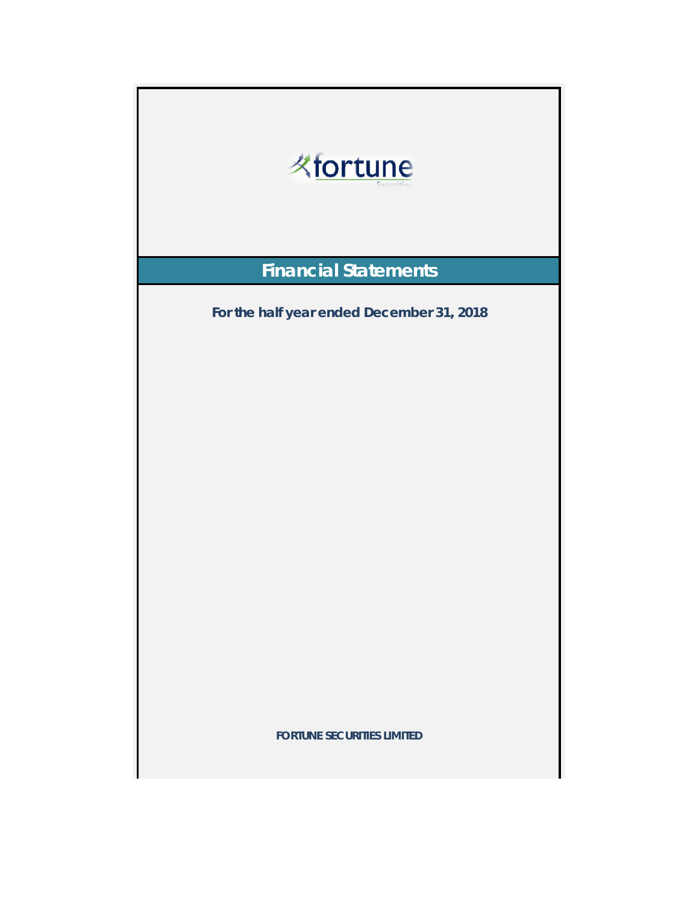fortune

Securities

# Financial Statements

**For the half year ended December 31, 2018**

**FORTUNE SECURITIES LIMITED**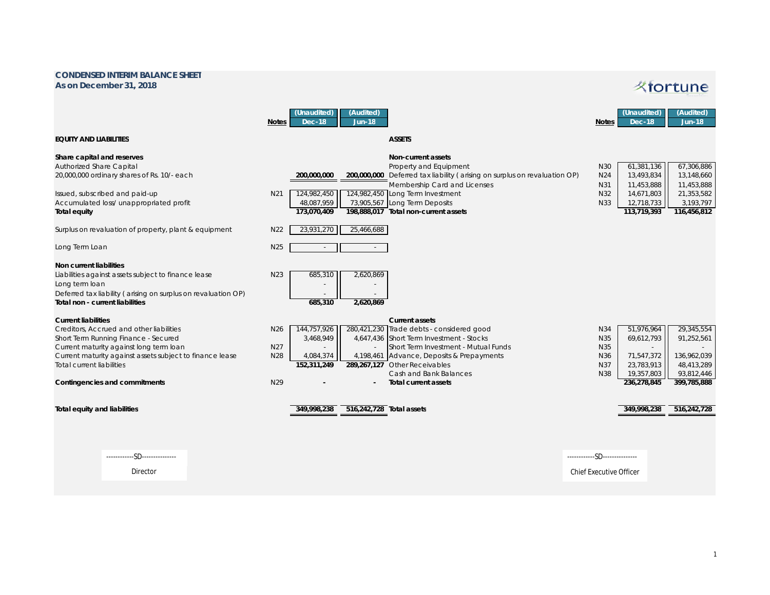**CONDENSED INTERIM BALANCE SHEET**
**As on December 31, 2018**

| | Notes | (Unaudited) Dec-18 | (Audited) Jun-18 |
|---|---|---|---|
| **EQUITY AND LIABILITIES** | | | |
| **Share capital and reserves** | | | |
| Authorized Share Capital | | | |
| 20,000,000 ordinary shares of Rs. 10/- each | | **200,000,000** | **200,000,000** |
| Issued, subscribed and paid-up | N21 | 124,982,450 | 124,982,450 |
| Accumulated loss/ unappropriated profit | | 48,087,959 | 73,905,567 |
| **Total equity** | | **173,070,409** | **198,888,017** |
| Surplus on revaluation of property, plant & equipment | N22 | 23,931,270 | 25,466,688 |
| Long Term Loan | N25 | - | - |
| **Non current liabilities** | | | |
| Liabilities against assets subject to finance lease | N23 | 685,310 | 2,620,869 |
| Long term loan | | - | - |
| Deferred tax liability ( arising on surplus on revaluation OP) | | - | - |
| **Total non - current liabilities** | | **685,310** | **2,620,869** |
| **Current liabilities** | | | |
| Creditors, Accrued and other liabilities | N26 | 144,757,926 | 280,421,230 |
| Short Term Running Finance - Secured | | 3,468,949 | 4,647,436 |
| Current maturity against long term loan | N27 | - | - |
| Current maturity against assets subject to finance lease | N28 | 4,084,374 | 4,198,461 |
| Total current liabilities | | **152,311,249** | **289,267,127** |
| **Contingencies and commitments** | N29 | - | - |
| **Total equity and liabilities** | | **349,998,238** | **516,242,728** |

| | Notes | (Unaudited) Dec-18 | (Audited) Jun-18 |
|---|---|---|---|
| **ASSETS** | | | |
| **Non-current assets** | | | |
| Property and Equipment | N30 | 61,381,136 | 67,306,886 |
| Deferred tax liability ( arising on surplus on revaluation OP) | N24 | 13,493,834 | 13,148,660 |
| Membership Card and Licenses | N31 | 11,453,888 | 11,453,888 |
| Long Term Investment | N32 | 14,671,803 | 21,353,582 |
| Long Term Deposits | N33 | 12,718,733 | 3,193,797 |
| **Total non-current assets** | | **113,719,393** | **116,456,812** |
| **Current assets** | | | |
| Trade debts - considered good | N34 | 51,976,964 | 29,345,554 |
| Short Term Investment - Stocks | N35 | 69,612,793 | 91,252,561 |
| Short Term Investment - Mutual Funds | N35 | - | - |
| Advance, Deposits & Prepayments | N36 | 71,547,372 | 136,962,039 |
| Other Receivables | N37 | 23,783,913 | 48,413,289 |
| Cash and Bank Balances | N38 | 19,357,803 | 93,812,446 |
| **Total current assets** | | **236,278,845** | **399,785,888** |
| **Total assets** | | **349,998,238** | **516,242,728** |

------------SD---------------
Director

------------SD---------------
Chief Executive Officer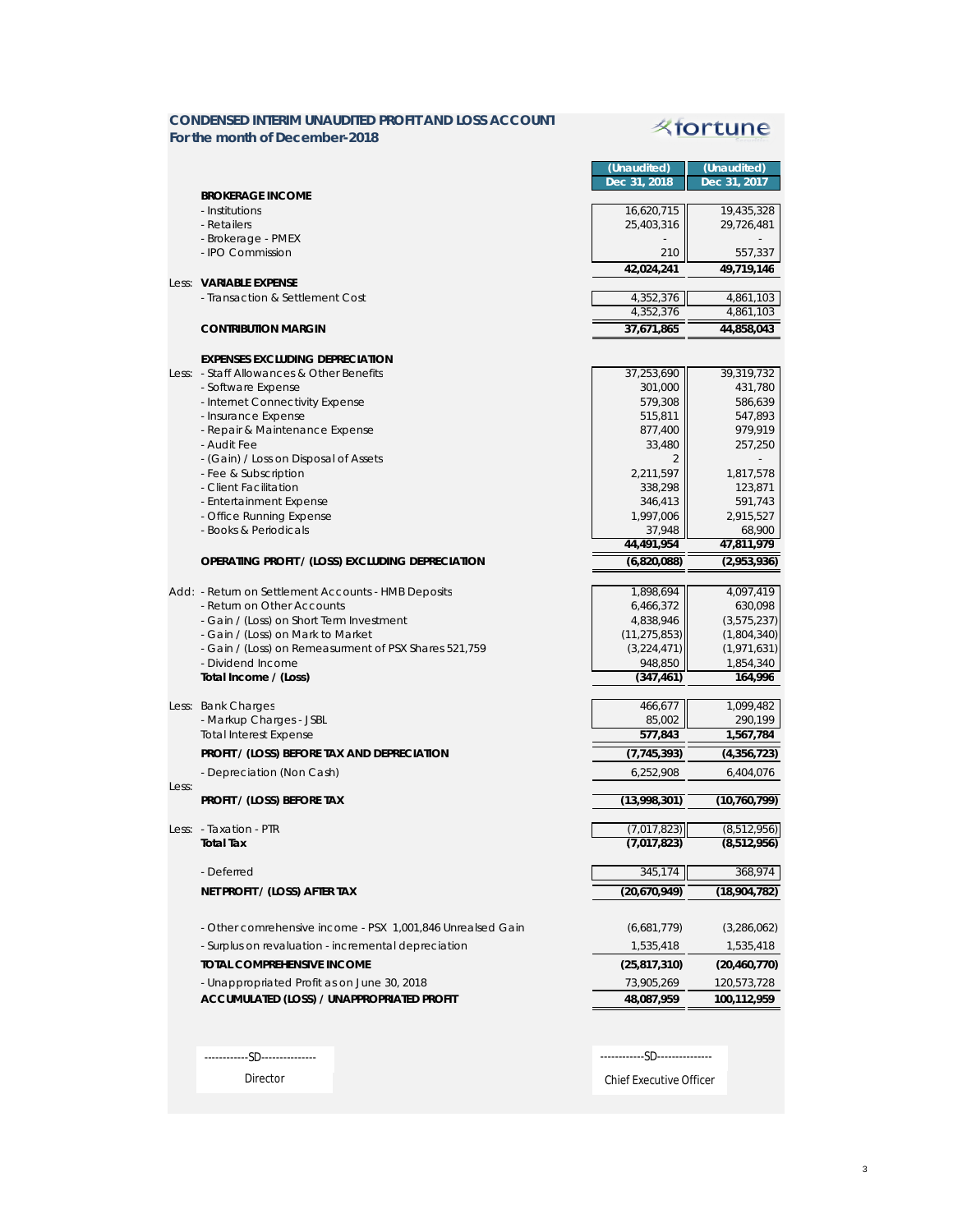## CONDENSED INTERIM UNAUDITED PROFIT AND LOSS ACCOUNT
**For the month of December-2018**

fortune

| | | (Unaudited) Dec 31, 2018 | (Unaudited) Dec 31, 2017 |
|---|---|---|---|
| | **BROKERAGE INCOME** | | |
| | - Institutions | 16,620,715 | 19,435,328 |
| | - Retailers | 25,403,316 | 29,726,481 |
| | - Brokerage - PMEX | - | - |
| | - IPO Commission | 210 | 557,337 |
| | | **42,024,241** | **49,719,146** |
| Less: | **VARIABLE EXPENSE** | | |
| | - Transaction & Settlement Cost | 4,352,376 | 4,861,103 |
| | | 4,352,376 | 4,861,103 |
| | **CONTRIBUTION MARGIN** | **37,671,865** | **44,858,043** |
| | **EXPENSES EXCLUDING DEPRECIATION** | | |
| Less: | - Staff Allowances & Other Benefits | 37,253,690 | 39,319,732 |
| | - Software Expense | 301,000 | 431,780 |
| | - Internet Connectivity Expense | 579,308 | 586,639 |
| | - Insurance Expense | 515,811 | 547,893 |
| | - Repair & Maintenance Expense | 877,400 | 979,919 |
| | - Audit Fee | 33,480 | 257,250 |
| | - (Gain) / Loss on Disposal of Assets | 2 | - |
| | - Fee & Subscription | 2,211,597 | 1,817,578 |
| | - Client Facilitation | 338,298 | 123,871 |
| | - Entertainment Expense | 346,413 | 591,743 |
| | - Office Running Expense | 1,997,006 | 2,915,527 |
| | - Books & Periodicals | 37,948 | 68,900 |
| | | **44,491,954** | **47,811,979** |
| | **OPERATING PROFIT / (LOSS) EXCLUDING DEPRECIATION** | **(6,820,088)** | **(2,953,936)** |
| Add: | - Return on Settlement Accounts - HMB Deposits | 1,898,694 | 4,097,419 |
| | - Return on Other Accounts | 6,466,372 | 630,098 |
| | - Gain / (Loss) on Short Term Investment | 4,838,946 | (3,575,237) |
| | - Gain / (Loss) on Mark to Market | (11,275,853) | (1,804,340) |
| | - Gain / (Loss) on Remeasurment of PSX Shares 521,759 | (3,224,471) | (1,971,631) |
| | - Dividend Income | 948,850 | 1,854,340 |
| | **Total Income / (Loss)** | **(347,461)** | **164,996** |
| Less: | Bank Charges | 466,677 | 1,099,482 |
| | - Markup Charges - JSBL | 85,002 | 290,199 |
| | Total Interest Expense | **577,843** | **1,567,784** |
| | **PROFIT / (LOSS) BEFORE TAX AND DEPRECIATION** | **(7,745,393)** | **(4,356,723)** |
| Less: | - Depreciation (Non Cash) | 6,252,908 | 6,404,076 |
| | **PROFIT / (LOSS) BEFORE TAX** | **(13,998,301)** | **(10,760,799)** |
| Less: | - Taxation - PTR | (7,017,823) | (8,512,956) |
| | **Total Tax** | **(7,017,823)** | **(8,512,956)** |
| | - Deferred | 345,174 | 368,974 |
| | **NET PROFIT / (LOSS) AFTER TAX** | **(20,670,949)** | **(18,904,782)** |
| | - Other comrehensive income - PSX 1,001,846 Unrealsed Gain | (6,681,779) | (3,286,062) |
| | - Surplus on revaluation - incremental depreciation | 1,535,418 | 1,535,418 |
| | **TOTAL COMPREHENSIVE INCOME** | **(25,817,310)** | **(20,460,770)** |
| | - Unappropriated Profit as on June 30, 2018 | 73,905,269 | 120,573,728 |
| | **ACCUMULATED (LOSS) / UNAPPROPRIATED PROFIT** | **48,087,959** | **100,112,959** |

------------SD---------------
Director

------------SD---------------
Chief Executive Officer